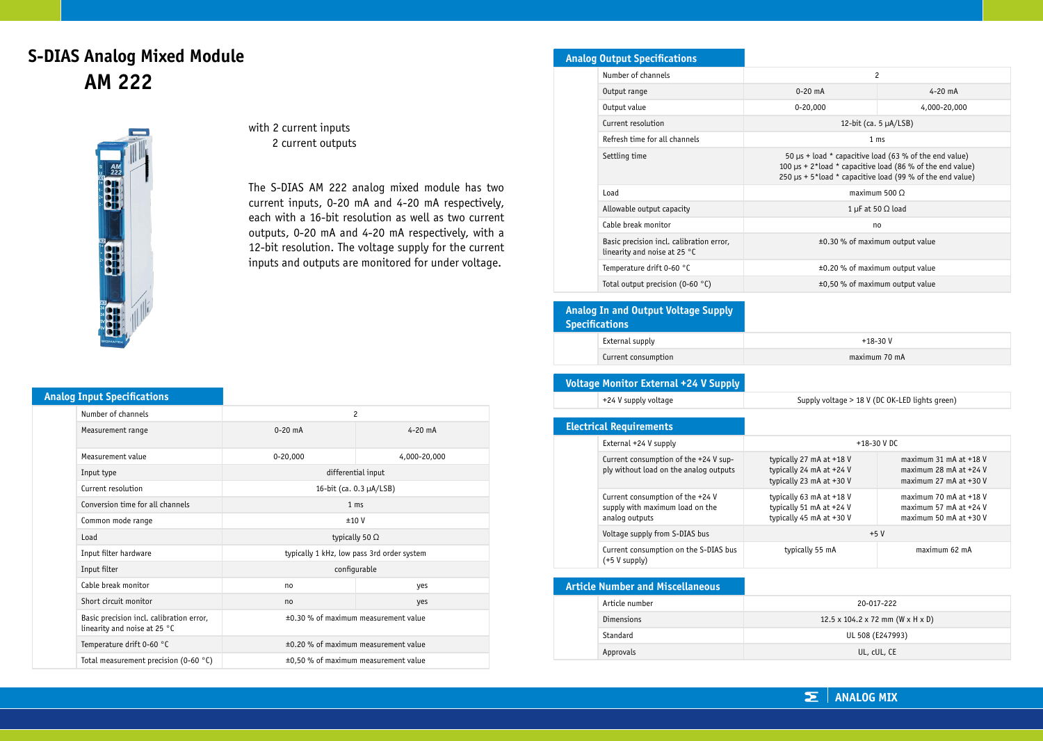# S-DIAS Analog Mixed Module
# AM 222

with 2 current inputs
2 current outputs

The S-DIAS AM 222 analog mixed module has two current inputs, 0-20 mA and 4-20 mA respectively, each with a 16-bit resolution as well as two current outputs, 0-20 mA and 4-20 mA respectively, with a 12-bit resolution. The voltage supply for the current inputs and outputs are monitored for under voltage.

## Analog Input Specifications

| | | |
|---|---|---|
| Number of channels | 2 | |
| Measurement range | 0-20 mA | 4-20 mA |
| Measurement value | 0-20,000 | 4,000-20,000 |
| Input type | differential input | |
| Current resolution | 16-bit (ca. 0.3 µA/LSB) | |
| Conversion time for all channels | 1 ms | |
| Common mode range | ±10 V | |
| Load | typically 50 Ω | |
| Input filter hardware | typically 1 kHz, low pass 3rd order system | |
| Input filter | configurable | |
| Cable break monitor | no | yes |
| Short circuit monitor | no | yes |
| Basic precision incl. calibration error, linearity and noise at 25 °C | ±0.30 % of maximum measurement value | |
| Temperature drift 0-60 °C | ±0.20 % of maximum measurement value | |
| Total measurement precision (0-60 °C) | ±0,50 % of maximum measurement value | |

## Analog Output Specifications

| | | |
|---|---|---|
| Number of channels | 2 | |
| Output range | 0-20 mA | 4-20 mA |
| Output value | 0-20,000 | 4,000-20,000 |
| Current resolution | 12-bit (ca. 5 µA/LSB) | |
| Refresh time for all channels | 1 ms | |
| Settling time | 50 µs + load * capacitive load (63 % of the end value)<br>100 µs + 2*load * capacitive load (86 % of the end value)<br>250 µs + 5*load * capacitive load (99 % of the end value) | |
| Load | maximum 500 Ω | |
| Allowable output capacity | 1 µF at 50 Ω load | |
| Cable break monitor | no | |
| Basic precision incl. calibration error, linearity and noise at 25 °C | ±0.30 % of maximum output value | |
| Temperature drift 0-60 °C | ±0.20 % of maximum output value | |
| Total output precision (0-60 °C) | ±0,50 % of maximum output value | |

## Analog In and Output Voltage Supply Specifications

| | |
|---|---|
| External supply | +18-30 V |
| Current consumption | maximum 70 mA |

## Voltage Monitor External +24 V Supply

| | |
|---|---|
| +24 V supply voltage | Supply voltage > 18 V (DC OK-LED lights green) |

## Electrical Requirements

| | | |
|---|---|---|
| External +24 V supply | +18-30 V DC | |
| Current consumption of the +24 V supply without load on the analog outputs | typically 27 mA at +18 V<br>typically 24 mA at +24 V<br>typically 23 mA at +30 V | maximum 31 mA at +18 V<br>maximum 28 mA at +24 V<br>maximum 27 mA at +30 V |
| Current consumption of the +24 V supply with maximum load on the analog outputs | typically 63 mA at +18 V<br>typically 51 mA at +24 V<br>typically 45 mA at +30 V | maximum 70 mA at +18 V<br>maximum 57 mA at +24 V<br>maximum 50 mA at +30 V |
| Voltage supply from S-DIAS bus | +5 V | |
| Current consumption on the S-DIAS bus (+5 V supply) | typically 55 mA | maximum 62 mA |

## Article Number and Miscellaneous

| | |
|---|---|
| Article number | 20-017-222 |
| Dimensions | 12.5 x 104.2 x 72 mm (W x H x D) |
| Standard | UL 508 (E247993) |
| Approvals | UL, cUL, CE |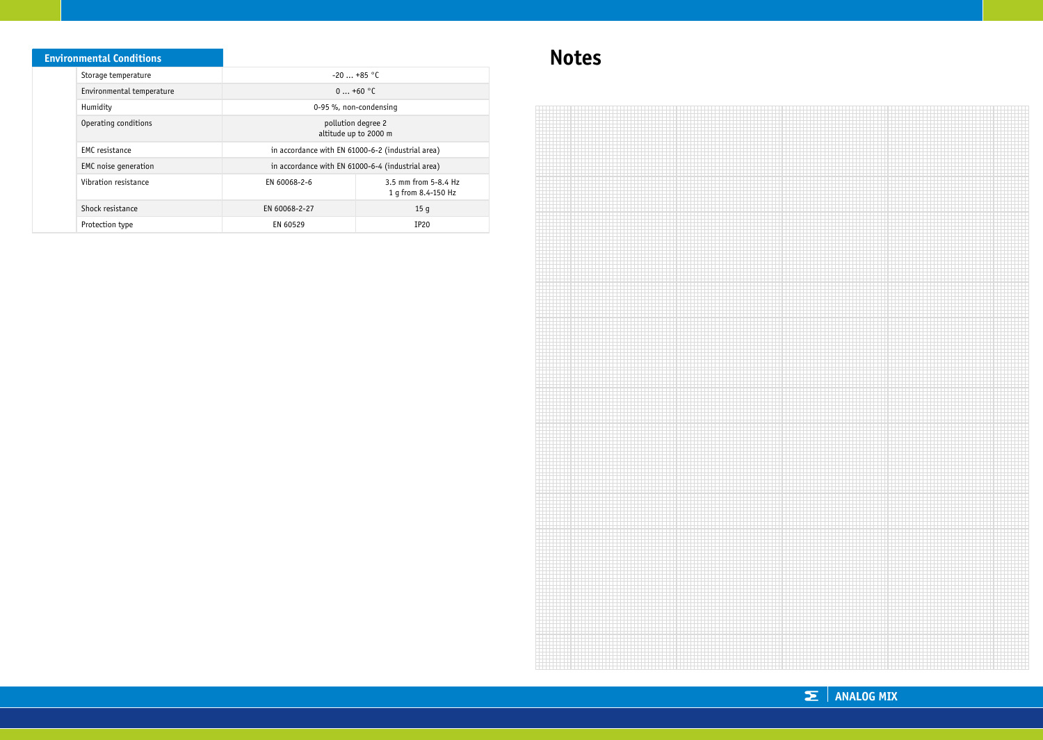## Environmental Conditions

| | | |
|---|---|---|
| Storage temperature | -20 ... +85 °C | |
| Environmental temperature | 0 ... +60 °C | |
| Humidity | 0-95 %, non-condensing | |
| Operating conditions | pollution degree 2<br>altitude up to 2000 m | |
| EMC resistance | in accordance with EN 61000-6-2 (industrial area) | |
| EMC noise generation | in accordance with EN 61000-6-4 (industrial area) | |
| Vibration resistance | EN 60068-2-6 | 3.5 mm from 5-8.4 Hz<br>1 g from 8.4-150 Hz |
| Shock resistance | EN 60068-2-27 | 15 g |
| Protection type | EN 60529 | IP20 |

# Notes

ANALOG MIX